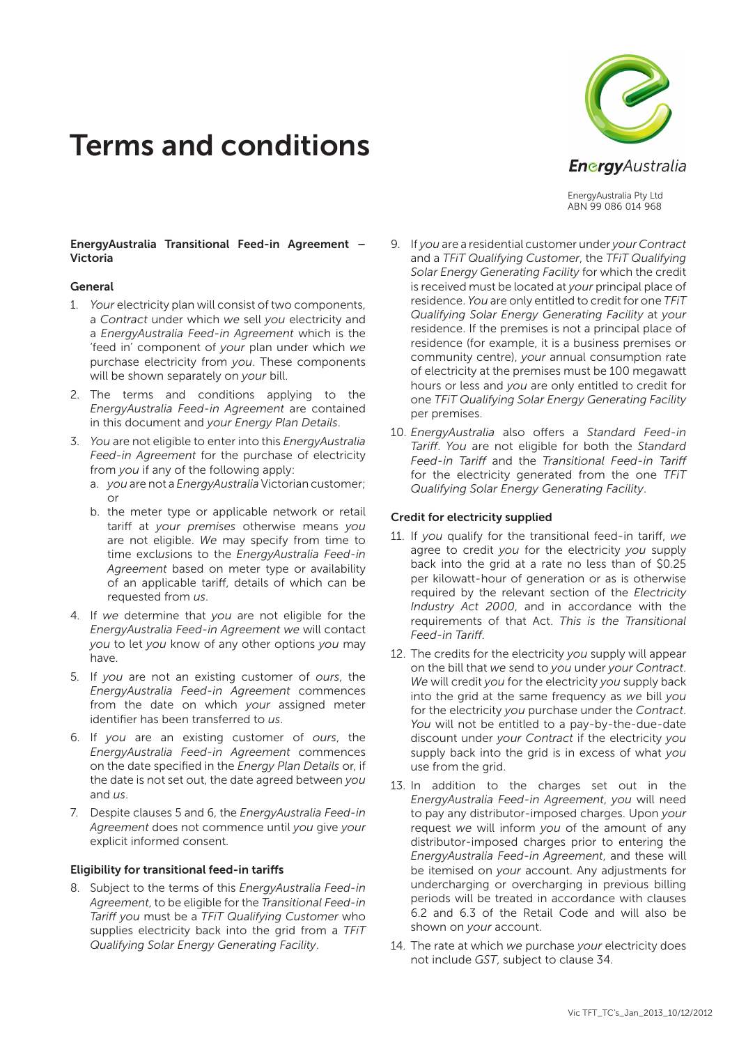# Terms and conditions

EnergyAustralia

EnergyAustralia Pty Ltd
ABN 99 086 014 968

## EnergyAustralia Transitional Feed-in Agreement – Victoria

### General

1. *Your* electricity plan will consist of two components, a *Contract* under which *we* sell *you* electricity and a *EnergyAustralia Feed-in Agreement* which is the 'feed in' component of *your* plan under which *we* purchase electricity from *you*. These components will be shown separately on *your* bill.
2. The terms and conditions applying to the *EnergyAustralia Feed-in Agreement* are contained in this document and *your Energy Plan Details*.
3. *You* are not eligible to enter into this *EnergyAustralia Feed-in Agreement* for the purchase of electricity from *you* if any of the following apply:
   a. *you* are not a *EnergyAustralia* Victorian customer; or
   b. the meter type or applicable network or retail tariff at *your premises* otherwise means *you* are not eligible. *We* may specify from time to time exclusions to the *EnergyAustralia Feed-in Agreement* based on meter type or availability of an applicable tariff, details of which can be requested from *us*.
4. If *we* determine that *you* are not eligible for the *EnergyAustralia Feed-in Agreement we* will contact *you* to let *you* know of any other options *you* may have.
5. If *you* are not an existing customer of *ours*, the *EnergyAustralia Feed-in Agreement* commences from the date on which *your* assigned meter identifier has been transferred to *us*.
6. If *you* are an existing customer of *ours*, the *EnergyAustralia Feed-in Agreement* commences on the date specified in the *Energy Plan Details* or, if the date is not set out, the date agreed between *you* and *us*.
7. Despite clauses 5 and 6, the *EnergyAustralia Feed-in Agreement* does not commence until *you* give *your* explicit informed consent.

### Eligibility for transitional feed-in tariffs

8. Subject to the terms of this *EnergyAustralia Feed-in Agreement*, to be eligible for the *Transitional Feed-in Tariff you* must be a *TFiT Qualifying Customer* who supplies electricity back into the grid from a *TFiT Qualifying Solar Energy Generating Facility*.
9. If *you* are a residential customer under *your Contract* and a *TFiT Qualifying Customer*, the *TFiT Qualifying Solar Energy Generating Facility* for which the credit is received must be located at *your* principal place of residence. *You* are only entitled to credit for one *TFiT Qualifying Solar Energy Generating Facility* at *your* residence. If the premises is not a principal place of residence (for example, it is a business premises or community centre), *your* annual consumption rate of electricity at the premises must be 100 megawatt hours or less and *you* are only entitled to credit for one *TFiT Qualifying Solar Energy Generating Facility* per premises.
10. *EnergyAustralia* also offers a *Standard Feed-in Tariff*. *You* are not eligible for both the *Standard Feed-in Tariff* and the *Transitional Feed-in Tariff* for the electricity generated from the one *TFiT Qualifying Solar Energy Generating Facility*.

### Credit for electricity supplied

11. If *you* qualify for the transitional feed-in tariff, *we* agree to credit *you* for the electricity *you* supply back into the grid at a rate no less than of $0.25 per kilowatt-hour of generation or as is otherwise required by the relevant section of the *Electricity Industry Act 2000*, and in accordance with the requirements of that Act. *This is the Transitional Feed-in Tariff*.
12. The credits for the electricity *you* supply will appear on the bill that *we* send to *you* under *your Contract*. *We* will credit *you* for the electricity *you* supply back into the grid at the same frequency as *we* bill *you* for the electricity *you* purchase under the *Contract*. *You* will not be entitled to a pay-by-the-due-date discount under *your Contract* if the electricity *you* supply back into the grid is in excess of what *you* use from the grid.
13. In addition to the charges set out in the *EnergyAustralia Feed-in Agreement*, *you* will need to pay any distributor-imposed charges. Upon *your* request *we* will inform *you* of the amount of any distributor-imposed charges prior to entering the *EnergyAustralia Feed-in Agreement*, and these will be itemised on *your* account. Any adjustments for undercharging or overcharging in previous billing periods will be treated in accordance with clauses 6.2 and 6.3 of the Retail Code and will also be shown on *your* account.
14. The rate at which *we* purchase *your* electricity does not include *GST*, subject to clause 34.

Vic TFT_TC's_Jan_2013_10/12/2012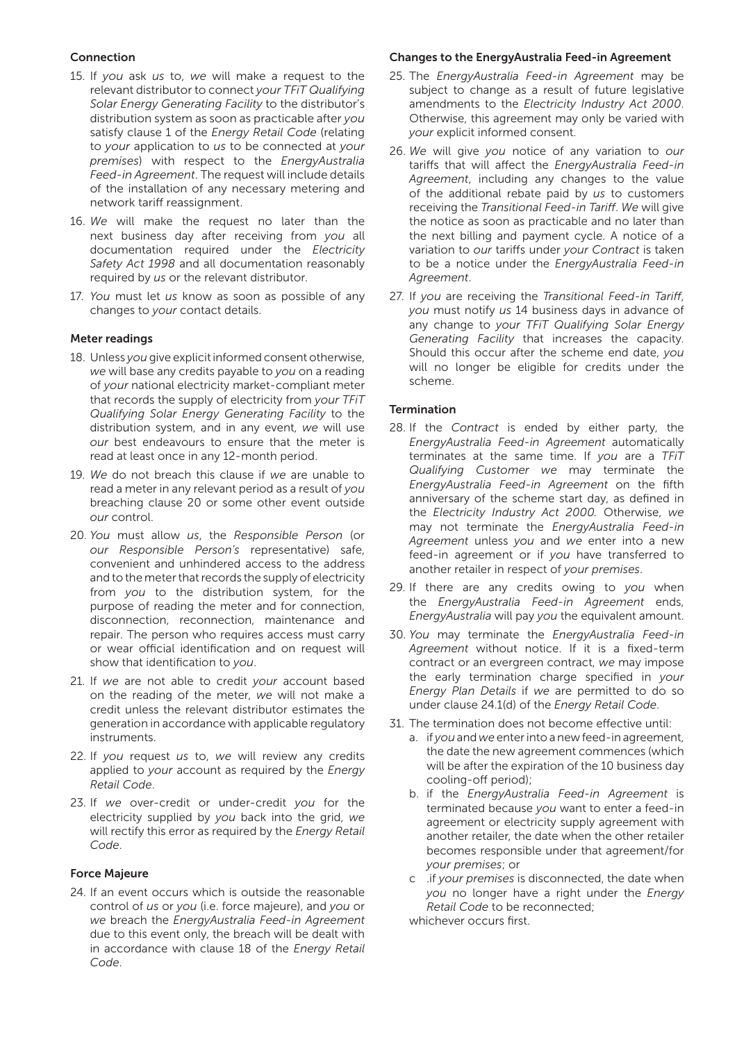### Connection

15. If *you* ask *us* to, *we* will make a request to the relevant distributor to connect *your TFiT Qualifying Solar Energy Generating Facility* to the distributor's distribution system as soon as practicable after *you* satisfy clause 1 of the *Energy Retail Code* (relating to *your* application to *us* to be connected at *your premises*) with respect to the *EnergyAustralia Feed-in Agreement*. The request will include details of the installation of any necessary metering and network tariff reassignment.
16. *We* will make the request no later than the next business day after receiving from *you* all documentation required under the *Electricity Safety Act 1998* and all documentation reasonably required by *us* or the relevant distributor.
17. *You* must let *us* know as soon as possible of any changes to *your* contact details.

### Meter readings

18. Unless *you* give explicit informed consent otherwise, *we* will base any credits payable to *you* on a reading of *your* national electricity market-compliant meter that records the supply of electricity from *your TFiT Qualifying Solar Energy Generating Facility* to the distribution system, and in any event, *we* will use *our* best endeavours to ensure that the meter is read at least once in any 12-month period.
19. *We* do not breach this clause if *we* are unable to read a meter in any relevant period as a result of *you* breaching clause 20 or some other event outside *our* control.
20. *You* must allow *us*, the *Responsible Person* (or *our Responsible Person's* representative) safe, convenient and unhindered access to the address and to the meter that records the supply of electricity from *you* to the distribution system, for the purpose of reading the meter and for connection, disconnection, reconnection, maintenance and repair. The person who requires access must carry or wear official identification and on request will show that identification to *you*.
21. If *we* are not able to credit *your* account based on the reading of the meter, *we* will not make a credit unless the relevant distributor estimates the generation in accordance with applicable regulatory instruments.
22. If *you* request *us* to, *we* will review any credits applied to *your* account as required by the *Energy Retail Code*.
23. If *we* over-credit or under-credit *you* for the electricity supplied by *you* back into the grid, *we* will rectify this error as required by the *Energy Retail Code*.

### Force Majeure

24. If an event occurs which is outside the reasonable control of *us* or *you* (i.e. force majeure), and *you* or *we* breach the *EnergyAustralia Feed-in Agreement* due to this event only, the breach will be dealt with in accordance with clause 18 of the *Energy Retail Code*.

### Changes to the EnergyAustralia Feed-in Agreement

25. The *EnergyAustralia Feed-in Agreement* may be subject to change as a result of future legislative amendments to the *Electricity Industry Act 2000*. Otherwise, this agreement may only be varied with *your* explicit informed consent.
26. *We* will give *you* notice of any variation to *our* tariffs that will affect the *EnergyAustralia Feed-in Agreement*, including any changes to the value of the additional rebate paid by *us* to customers receiving the *Transitional Feed-in Tariff*. *We* will give the notice as soon as practicable and no later than the next billing and payment cycle. A notice of a variation to *our* tariffs under *your Contract* is taken to be a notice under the *EnergyAustralia Feed-in Agreement*.
27. If *you* are receiving the *Transitional Feed-in Tariff*, *you* must notify *us* 14 business days in advance of any change to *your TFiT Qualifying Solar Energy Generating Facility* that increases the capacity. Should this occur after the scheme end date, *you* will no longer be eligible for credits under the scheme.

### Termination

28. If the *Contract* is ended by either party, the *EnergyAustralia Feed-in Agreement* automatically terminates at the same time. If *you* are a *TFiT Qualifying Customer we* may terminate the *EnergyAustralia Feed-in Agreement* on the fifth anniversary of the scheme start day, as defined in the *Electricity Industry Act 2000*. Otherwise, *we* may not terminate the *EnergyAustralia Feed-in Agreement* unless *you* and *we* enter into a new feed-in agreement or if *you* have transferred to another retailer in respect of *your premises*.
29. If there are any credits owing to *you* when the *EnergyAustralia Feed-in Agreement* ends, *EnergyAustralia* will pay *you* the equivalent amount.
30. *You* may terminate the *EnergyAustralia Feed-in Agreement* without notice. If it is a fixed-term contract or an evergreen contract, *we* may impose the early termination charge specified in *your Energy Plan Details* if *we* are permitted to do so under clause 24.1(d) of the *Energy Retail Code*.
31. The termination does not become effective until:
    a. if *you* and *we* enter into a new feed-in agreement, the date the new agreement commences (which will be after the expiration of the 10 business day cooling-off period);
    b. if the *EnergyAustralia Feed-in Agreement* is terminated because *you* want to enter a feed-in agreement or electricity supply agreement with another retailer, the date when the other retailer becomes responsible under that agreement/for *your premises*; or
    c .if *your premises* is disconnected, the date when *you* no longer have a right under the *Energy Retail Code* to be reconnected;

    whichever occurs first.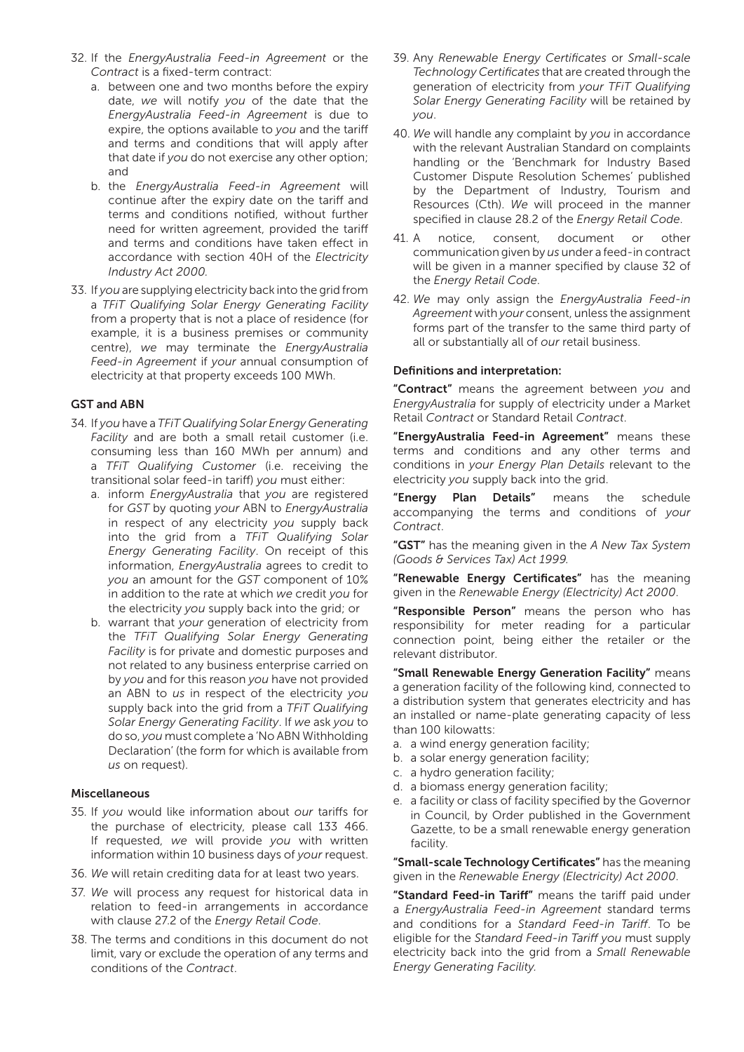32. If the *EnergyAustralia Feed-in Agreement* or the *Contract* is a fixed-term contract:
    a. between one and two months before the expiry date, *we* will notify *you* of the date that the *EnergyAustralia Feed-in Agreement* is due to expire, the options available to *you* and the tariff and terms and conditions that will apply after that date if *you* do not exercise any other option; and
    b. the *EnergyAustralia Feed-in Agreement* will continue after the expiry date on the tariff and terms and conditions notified, without further need for written agreement, provided the tariff and terms and conditions have taken effect in accordance with section 40H of the *Electricity Industry Act 2000.*
33. If *you* are supplying electricity back into the grid from a *TFiT Qualifying Solar Energy Generating Facility* from a property that is not a place of residence (for example, it is a business premises or community centre), *we* may terminate the *EnergyAustralia Feed-in Agreement* if *your* annual consumption of electricity at that property exceeds 100 MWh.

**GST and ABN**

34. If *you* have a *TFiT Qualifying Solar Energy Generating Facility* and are both a small retail customer (i.e. consuming less than 160 MWh per annum) and a *TFiT Qualifying Customer* (i.e. receiving the transitional solar feed-in tariff) *you* must either:
    a. inform *EnergyAustralia* that *you* are registered for *GST* by quoting *your* ABN to *EnergyAustralia* in respect of any electricity *you* supply back into the grid from a *TFiT Qualifying Solar Energy Generating Facility*. On receipt of this information, *EnergyAustralia* agrees to credit to *you* an amount for the *GST* component of 10% in addition to the rate at which *we* credit *you* for the electricity *you* supply back into the grid; or
    b. warrant that *your* generation of electricity from the *TFiT Qualifying Solar Energy Generating Facility* is for private and domestic purposes and not related to any business enterprise carried on by *you* and for this reason *you* have not provided an ABN to *us* in respect of the electricity *you* supply back into the grid from a *TFiT Qualifying Solar Energy Generating Facility*. If *we* ask *you* to do so, *you* must complete a 'No ABN Withholding Declaration' (the form for which is available from *us* on request).

**Miscellaneous**

35. If *you* would like information about *our* tariffs for the purchase of electricity, please call 133 466. If requested, *we* will provide *you* with written information within 10 business days of *your* request.
36. *We* will retain crediting data for at least two years.
37. *We* will process any request for historical data in relation to feed-in arrangements in accordance with clause 27.2 of the *Energy Retail Code*.
38. The terms and conditions in this document do not limit, vary or exclude the operation of any terms and conditions of the *Contract*.
39. Any *Renewable Energy Certificates* or *Small-scale Technology Certificates* that are created through the generation of electricity from *your TFiT Qualifying Solar Energy Generating Facility* will be retained by *you*.
40. *We* will handle any complaint by *you* in accordance with the relevant Australian Standard on complaints handling or the 'Benchmark for Industry Based Customer Dispute Resolution Schemes' published by the Department of Industry, Tourism and Resources (Cth). *We* will proceed in the manner specified in clause 28.2 of the *Energy Retail Code*.
41. A notice, consent, document or other communication given by *us* under a feed-in contract will be given in a manner specified by clause 32 of the *Energy Retail Code*.
42. *We* may only assign the *EnergyAustralia Feed-in Agreement* with *your* consent, unless the assignment forms part of the transfer to the same third party of all or substantially all of *our* retail business.

**Definitions and interpretation:**

**"Contract"** means the agreement between *you* and *EnergyAustralia* for supply of electricity under a Market Retail *Contract* or Standard Retail *Contract*.

**"EnergyAustralia Feed-in Agreement"** means these terms and conditions and any other terms and conditions in *your Energy Plan Details* relevant to the electricity *you* supply back into the grid.

**"Energy Plan Details"** means the schedule accompanying the terms and conditions of *your Contract*.

**"GST"** has the meaning given in the *A New Tax System (Goods & Services Tax) Act 1999.*

**"Renewable Energy Certificates"** has the meaning given in the *Renewable Energy (Electricity) Act 2000*.

**"Responsible Person"** means the person who has responsibility for meter reading for a particular connection point, being either the retailer or the relevant distributor.

**"Small Renewable Energy Generation Facility"** means a generation facility of the following kind, connected to a distribution system that generates electricity and has an installed or name-plate generating capacity of less than 100 kilowatts:

a. a wind energy generation facility;
b. a solar energy generation facility;
c. a hydro generation facility;
d. a biomass energy generation facility;
e. a facility or class of facility specified by the Governor in Council, by Order published in the Government Gazette, to be a small renewable energy generation facility.

**"Small-scale Technology Certificates"** has the meaning given in the *Renewable Energy (Electricity) Act 2000*.

**"Standard Feed-in Tariff"** means the tariff paid under a *EnergyAustralia Feed-in Agreement* standard terms and conditions for a *Standard Feed-in Tariff*. To be eligible for the *Standard Feed-in Tariff you* must supply electricity back into the grid from a *Small Renewable Energy Generating Facility.*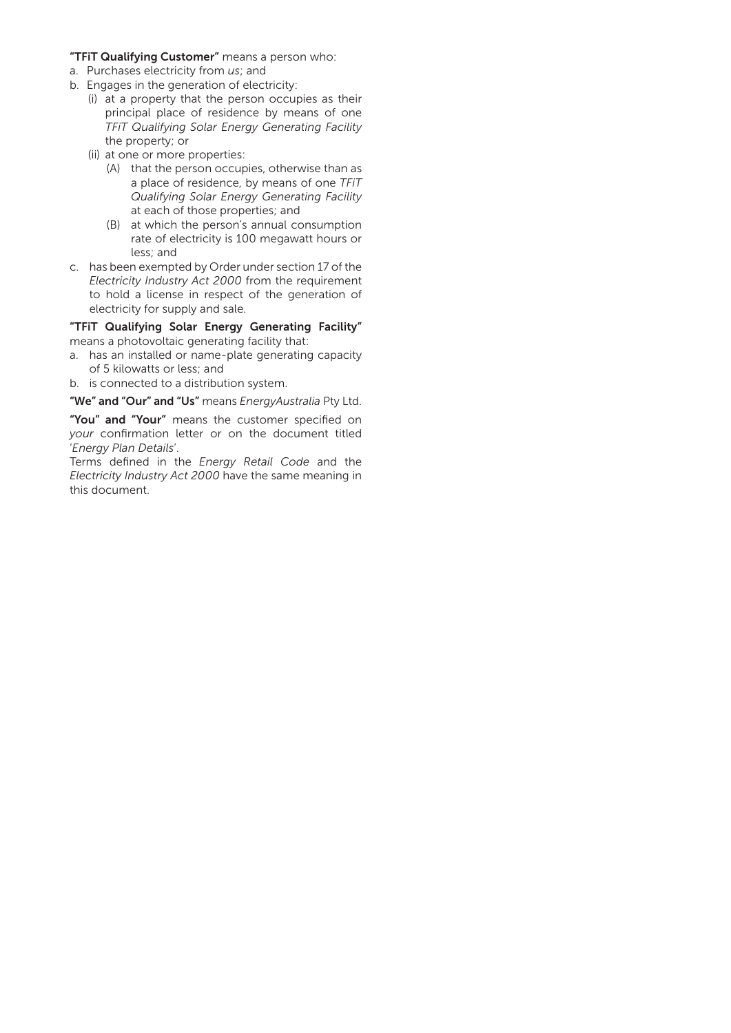**"TFiT Qualifying Customer"** means a person who:

a. Purchases electricity from *us*; and
b. Engages in the generation of electricity:
    (i) at a property that the person occupies as their principal place of residence by means of one *TFiT Qualifying Solar Energy Generating Facility* the property; or
    (ii) at one or more properties:
        (A) that the person occupies, otherwise than as a place of residence, by means of one *TFiT Qualifying Solar Energy Generating Facility* at each of those properties; and
        (B) at which the person's annual consumption rate of electricity is 100 megawatt hours or less; and
c. has been exempted by Order under section 17 of the *Electricity Industry Act 2000* from the requirement to hold a license in respect of the generation of electricity for supply and sale.

**"TFiT Qualifying Solar Energy Generating Facility"** means a photovoltaic generating facility that:

a. has an installed or name-plate generating capacity of 5 kilowatts or less; and
b. is connected to a distribution system.

**"We" and "Our" and "Us"** means *EnergyAustralia* Pty Ltd.

**"You" and "Your"** means the customer specified on *your* confirmation letter or on the document titled '*Energy Plan Details*'.

Terms defined in the *Energy Retail Code* and the *Electricity Industry Act 2000* have the same meaning in this document.